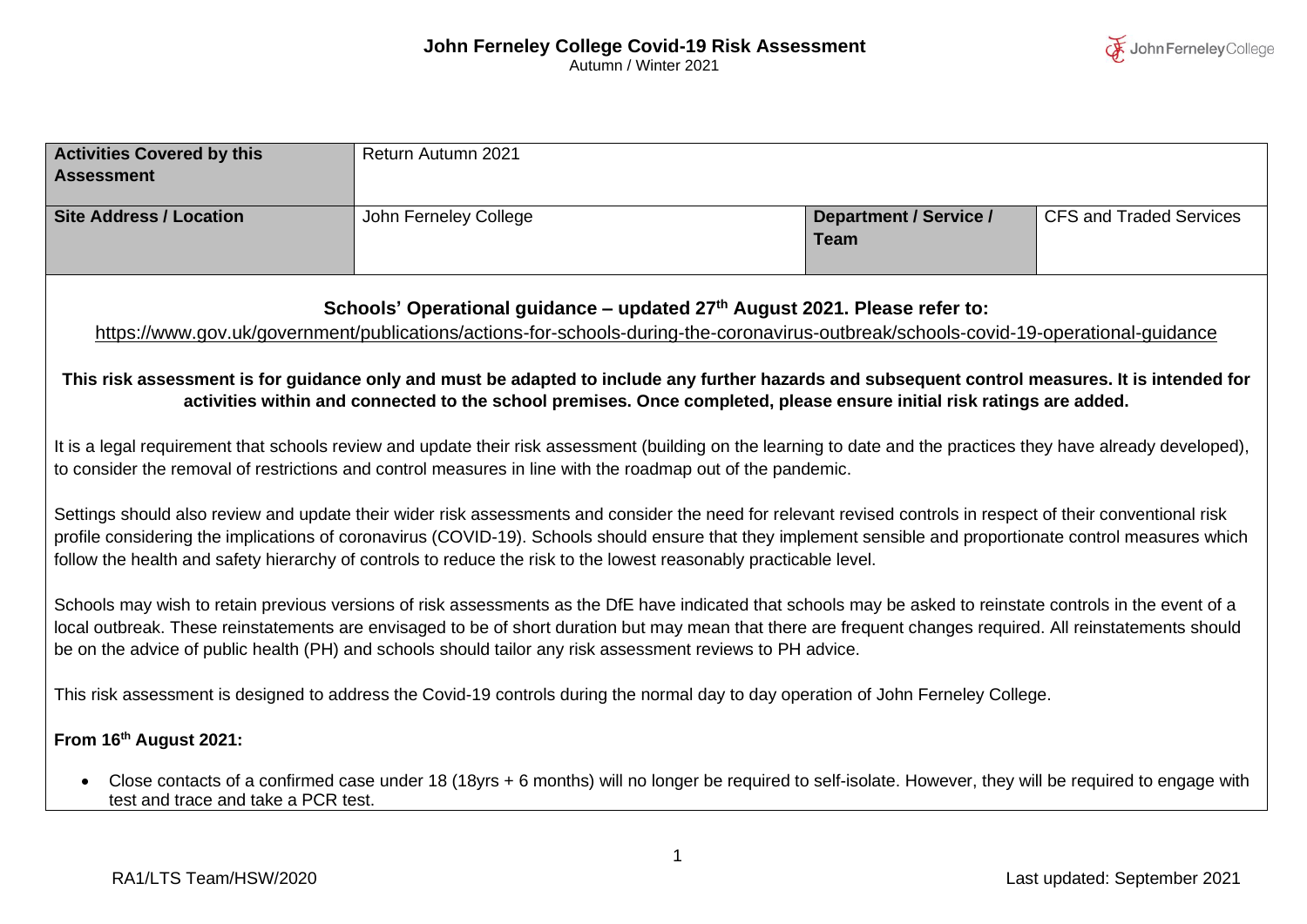# John Ferneley College Covid-19 Risk Assessment

Autumn / Winter 2021

| Activities Covered by this Assessment | Return Autumn 2021 | | |
|---|---|---|---|
| **Site Address / Location** | John Ferneley College | **Department / Service / Team** | CFS and Traded Services |

**Schools' Operational guidance – updated 27th August 2021. Please refer to:**

https://www.gov.uk/government/publications/actions-for-schools-during-the-coronavirus-outbreak/schools-covid-19-operational-guidance

**This risk assessment is for guidance only and must be adapted to include any further hazards and subsequent control measures. It is intended for activities within and connected to the school premises. Once completed, please ensure initial risk ratings are added.**

It is a legal requirement that schools review and update their risk assessment (building on the learning to date and the practices they have already developed), to consider the removal of restrictions and control measures in line with the roadmap out of the pandemic.

Settings should also review and update their wider risk assessments and consider the need for relevant revised controls in respect of their conventional risk profile considering the implications of coronavirus (COVID-19). Schools should ensure that they implement sensible and proportionate control measures which follow the health and safety hierarchy of controls to reduce the risk to the lowest reasonably practicable level.

Schools may wish to retain previous versions of risk assessments as the DfE have indicated that schools may be asked to reinstate controls in the event of a local outbreak. These reinstatements are envisaged to be of short duration but may mean that there are frequent changes required. All reinstatements should be on the advice of public health (PH) and schools should tailor any risk assessment reviews to PH advice.

This risk assessment is designed to address the Covid-19 controls during the normal day to day operation of John Ferneley College.

**From 16th August 2021:**

- Close contacts of a confirmed case under 18 (18yrs + 6 months) will no longer be required to self-isolate. However, they will be required to engage with test and trace and take a PCR test.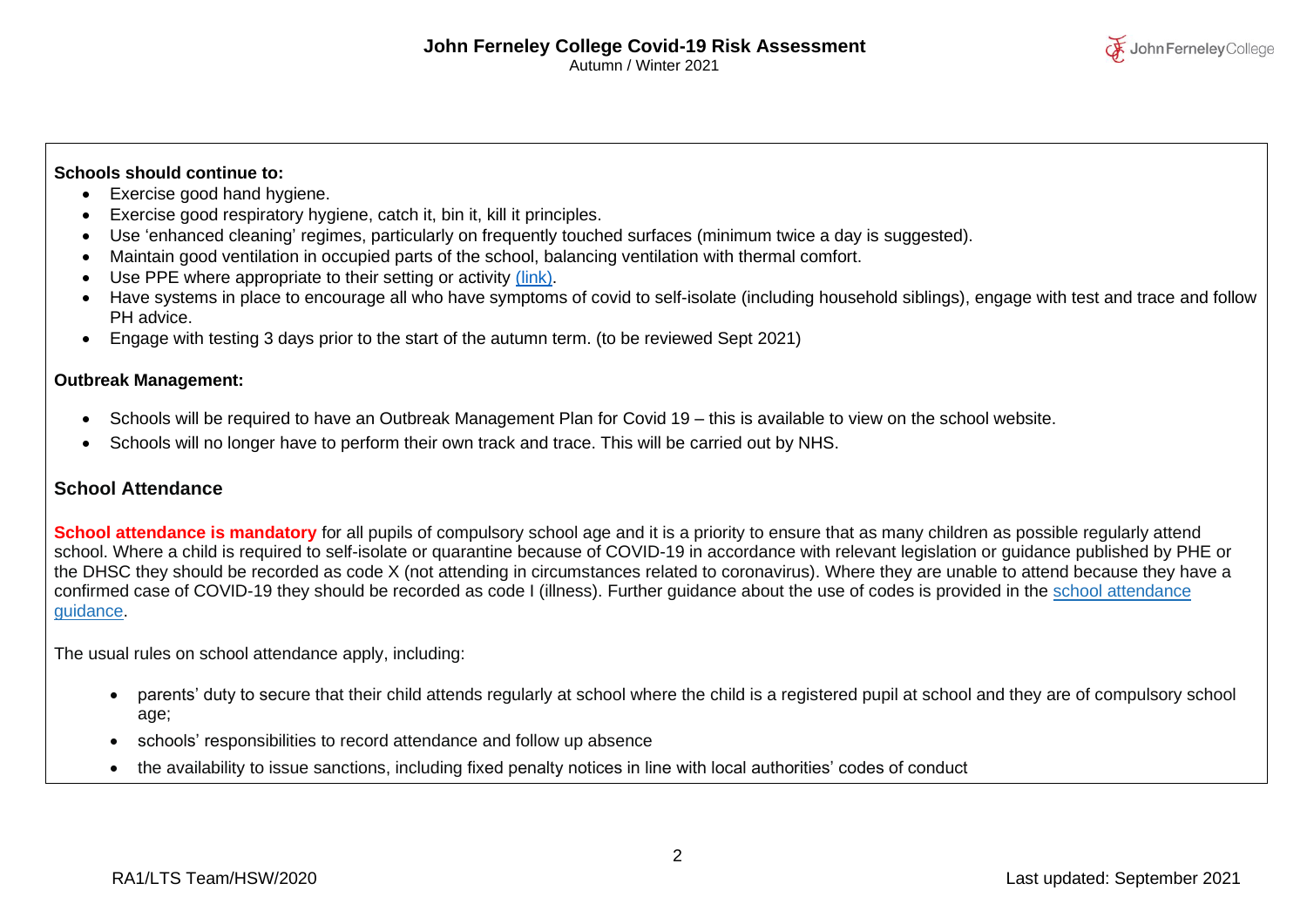**Schools should continue to:**

- Exercise good hand hygiene.
- Exercise good respiratory hygiene, catch it, bin it, kill it principles.
- Use 'enhanced cleaning' regimes, particularly on frequently touched surfaces (minimum twice a day is suggested).
- Maintain good ventilation in occupied parts of the school, balancing ventilation with thermal comfort.
- Use PPE where appropriate to their setting or activity (link).
- Have systems in place to encourage all who have symptoms of covid to self-isolate (including household siblings), engage with test and trace and follow PH advice.
- Engage with testing 3 days prior to the start of the autumn term. (to be reviewed Sept 2021)

**Outbreak Management:**

- Schools will be required to have an Outbreak Management Plan for Covid 19 – this is available to view on the school website.
- Schools will no longer have to perform their own track and trace. This will be carried out by NHS.

## School Attendance

**School attendance is mandatory** for all pupils of compulsory school age and it is a priority to ensure that as many children as possible regularly attend school. Where a child is required to self-isolate or quarantine because of COVID-19 in accordance with relevant legislation or guidance published by PHE or the DHSC they should be recorded as code X (not attending in circumstances related to coronavirus). Where they are unable to attend because they have a confirmed case of COVID-19 they should be recorded as code I (illness). Further guidance about the use of codes is provided in the school attendance guidance.

The usual rules on school attendance apply, including:

- parents' duty to secure that their child attends regularly at school where the child is a registered pupil at school and they are of compulsory school age;
- schools' responsibilities to record attendance and follow up absence
- the availability to issue sanctions, including fixed penalty notices in line with local authorities' codes of conduct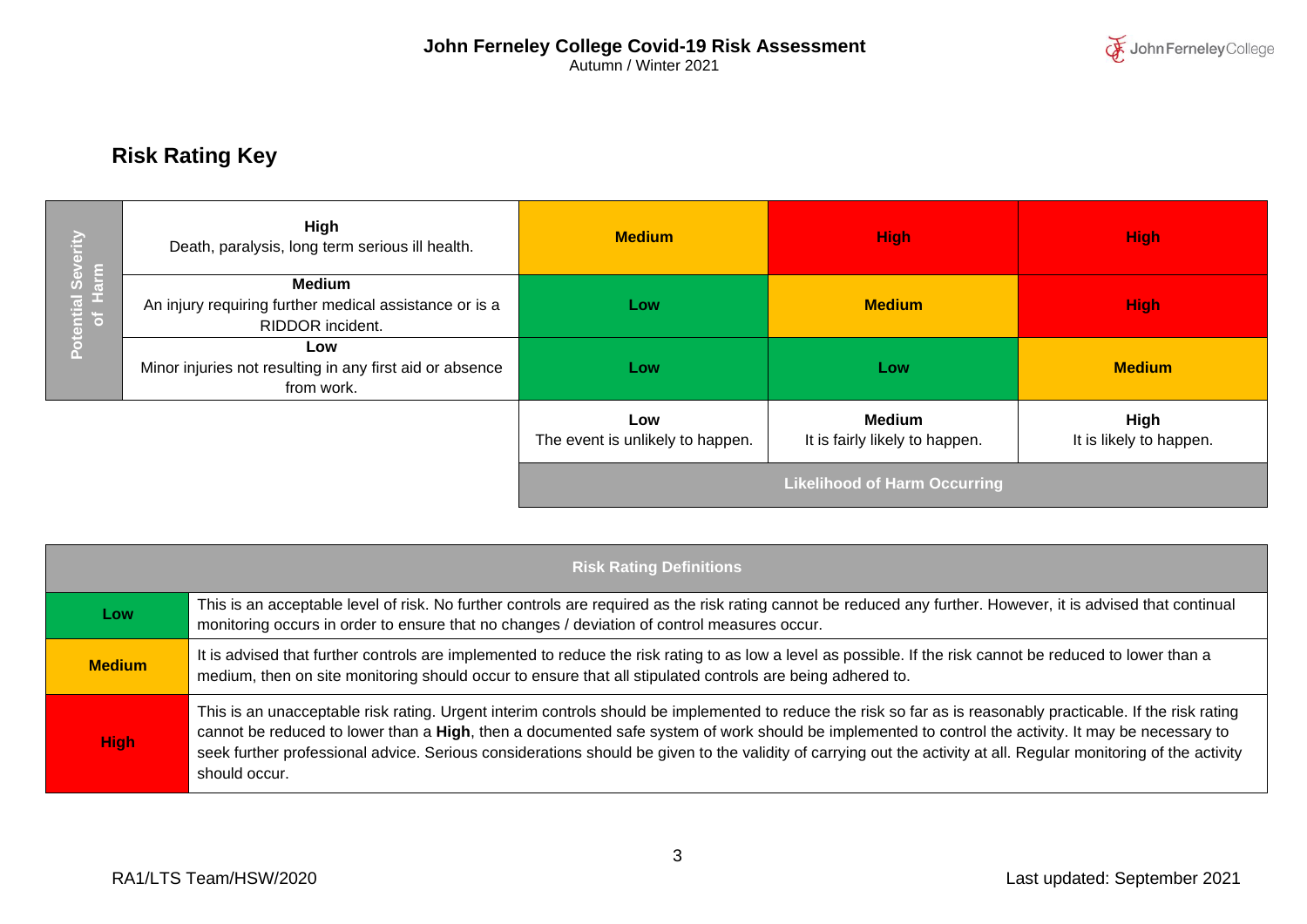## Risk Rating Key

| Potential Severity of Harm | | | | |
|---|---|---|---|---|
| | **High**<br>Death, paralysis, long term serious ill health. | **Medium** | **High** | **High** |
| | **Medium**<br>An injury requiring further medical assistance or is a RIDDOR incident. | **Low** | **Medium** | **High** |
| | **Low**<br>Minor injuries not resulting in any first aid or absence from work. | **Low** | **Low** | **Medium** |
| | | **Low**<br>The event is unlikely to happen. | **Medium**<br>It is fairly likely to happen. | **High**<br>It is likely to happen. |
| | | **Likelihood of Harm Occurring** | | |

| **Risk Rating Definitions** | |
|---|---|
| **Low** | This is an acceptable level of risk. No further controls are required as the risk rating cannot be reduced any further. However, it is advised that continual monitoring occurs in order to ensure that no changes / deviation of control measures occur. |
| **Medium** | It is advised that further controls are implemented to reduce the risk rating to as low a level as possible. If the risk cannot be reduced to lower than a medium, then on site monitoring should occur to ensure that all stipulated controls are being adhered to. |
| **High** | This is an unacceptable risk rating. Urgent interim controls should be implemented to reduce the risk so far as is reasonably practicable. If the risk rating cannot be reduced to lower than a **High**, then a documented safe system of work should be implemented to control the activity. It may be necessary to seek further professional advice. Serious considerations should be given to the validity of carrying out the activity at all. Regular monitoring of the activity should occur. |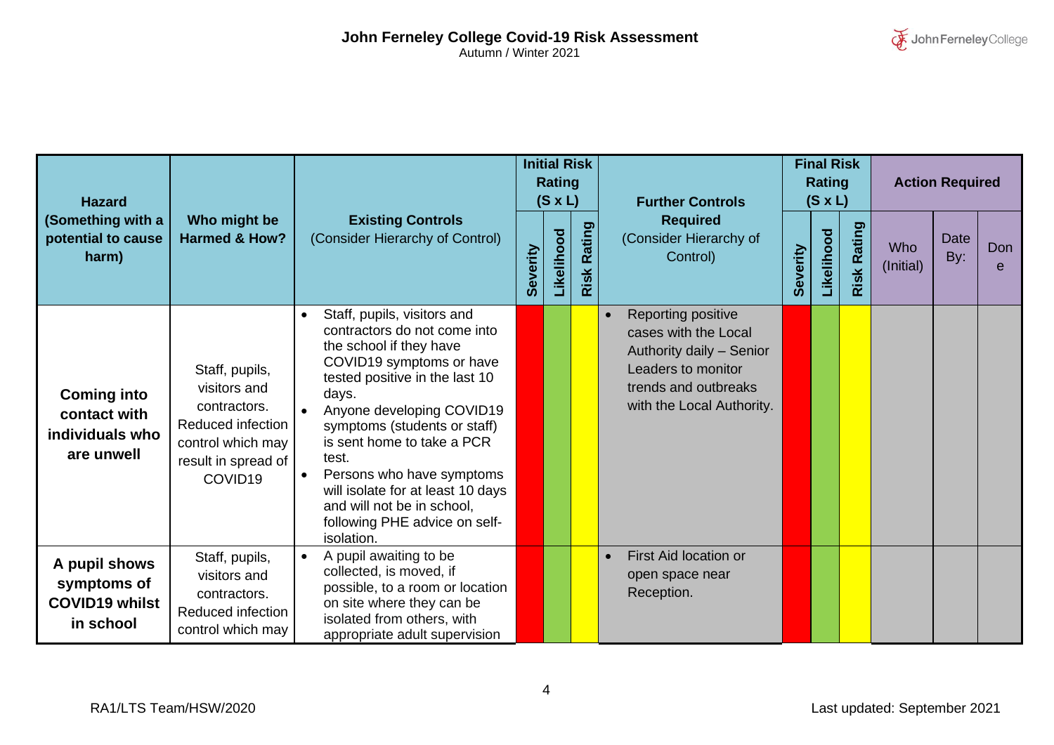| Hazard (Something with a potential to cause harm) | Who might be Harmed & How? | Existing Controls (Consider Hierarchy of Control) | Initial Risk Rating (S x L) | | | Further Controls Required (Consider Hierarchy of Control) | Final Risk Rating (S x L) | | | Action Required | | |
|---|---|---|---|---|---|---|---|---|---|---|---|---|
| | | | Severity | Likelihood | Risk Rating | | Severity | Likelihood | Risk Rating | Who (Initial) | Date By: | Done |
| **Coming into contact with individuals who are unwell** | Staff, pupils, visitors and contractors. Reduced infection control which may result in spread of COVID19 | • Staff, pupils, visitors and contractors do not come into the school if they have COVID19 symptoms or have tested positive in the last 10 days.<br>• Anyone developing COVID19 symptoms (students or staff) is sent home to take a PCR test.<br>• Persons who have symptoms will isolate for at least 10 days and will not be in school, following PHE advice on self-isolation. | | | | • Reporting positive cases with the Local Authority daily – Senior Leaders to monitor trends and outbreaks with the Local Authority. | | | | | | |
| **A pupil shows symptoms of COVID19 whilst in school** | Staff, pupils, visitors and contractors. Reduced infection control which may | • A pupil awaiting to be collected, is moved, if possible, to a room or location on site where they can be isolated from others, with appropriate adult supervision | | | | • First Aid location or open space near Reception. | | | | | | |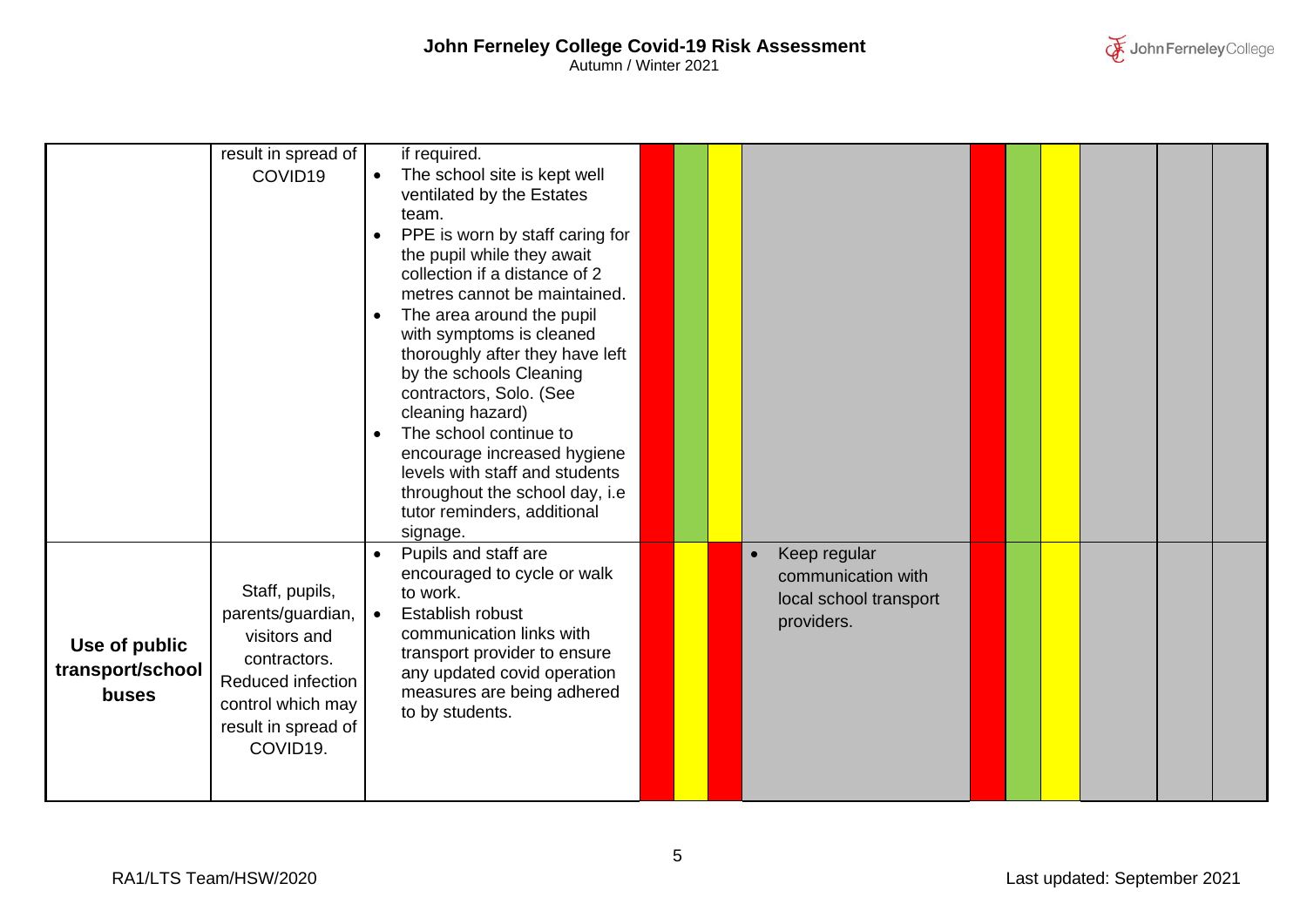| | | | | | | | | | | | | |
|---|---|---|---|---|---|---|---|---|---|---|---|---|
| | result in spread of COVID19 | if required.<br>• The school site is kept well ventilated by the Estates team.<br>• PPE is worn by staff caring for the pupil while they await collection if a distance of 2 metres cannot be maintained.<br>• The area around the pupil with symptoms is cleaned thoroughly after they have left by the schools Cleaning contractors, Solo. (See cleaning hazard)<br>• The school continue to encourage increased hygiene levels with staff and students throughout the school day, i.e tutor reminders, additional signage. | | | | | | | | | | |
| **Use of public transport/school buses** | Staff, pupils, parents/guardian, visitors and contractors. Reduced infection control which may result in spread of COVID19. | • Pupils and staff are encouraged to cycle or walk to work.<br>• Establish robust communication links with transport provider to ensure any updated covid operation measures are being adhered to by students. | | | | • Keep regular communication with local school transport providers. | | | | | | |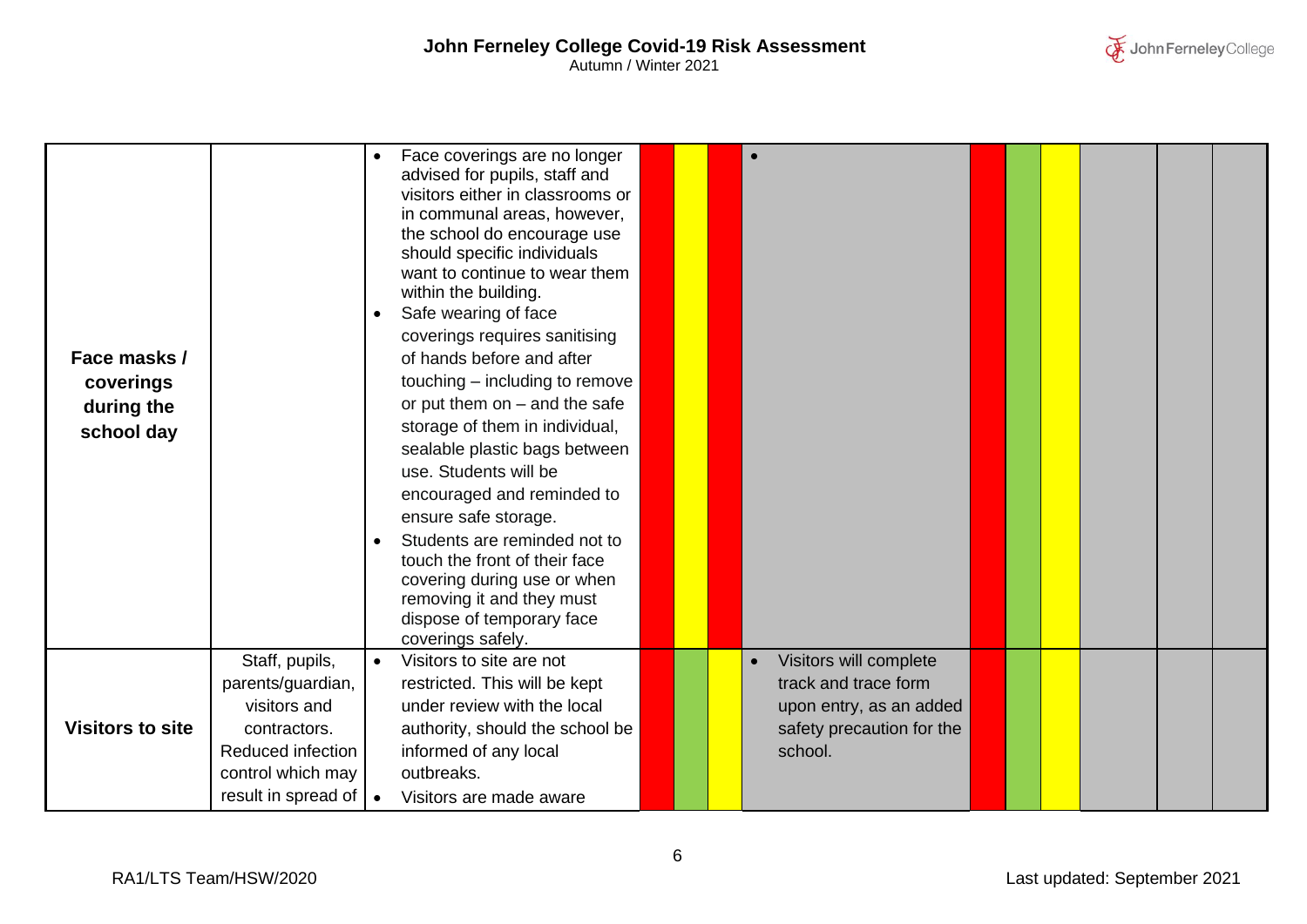| | | | | | | | | | | | | |
|---|---|---|---|---|---|---|---|---|---|---|---|---|
| **Face masks / coverings during the school day** | | • Face coverings are no longer advised for pupils, staff and visitors either in classrooms or in communal areas, however, the school do encourage use should specific individuals want to continue to wear them within the building.<br>• Safe wearing of face coverings requires sanitising of hands before and after touching – including to remove or put them on – and the safe storage of them in individual, sealable plastic bags between use. Students will be encouraged and reminded to ensure safe storage.<br>• Students are reminded not to touch the front of their face covering during use or when removing it and they must dispose of temporary face coverings safely. | | | | • | | | | | | |
| **Visitors to site** | Staff, pupils, parents/guardian, visitors and contractors. Reduced infection control which may result in spread of | • Visitors to site are not restricted. This will be kept under review with the local authority, should the school be informed of any local outbreaks.<br>• Visitors are made aware | | | | • Visitors will complete track and trace form upon entry, as an added safety precaution for the school. | | | | | | |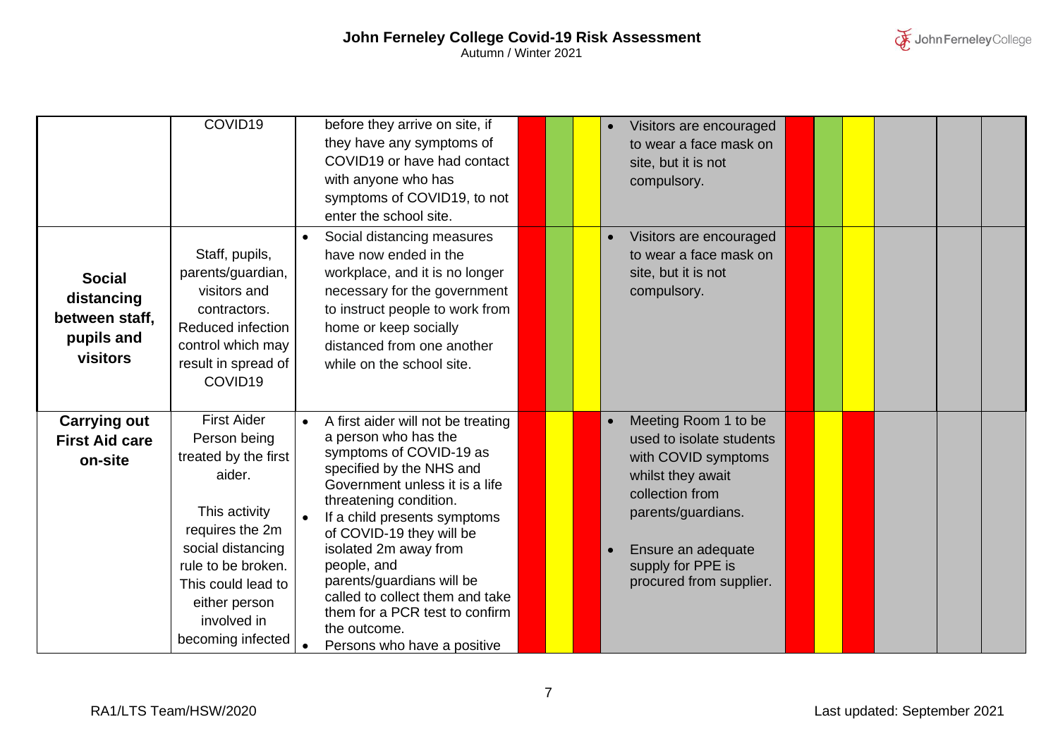| | | | | | | | | | | | | |
|---|---|---|---|---|---|---|---|---|---|---|---|---|
| | COVID19 | before they arrive on site, if they have any symptoms of COVID19 or have had contact with anyone who has symptoms of COVID19, to not enter the school site. | | | | • Visitors are encouraged to wear a face mask on site, but it is not compulsory. | | | | | | |
| **Social distancing between staff, pupils and visitors** | Staff, pupils, parents/guardian, visitors and contractors. Reduced infection control which may result in spread of COVID19 | • Social distancing measures have now ended in the workplace, and it is no longer necessary for the government to instruct people to work from home or keep socially distanced from one another while on the school site. | | | | • Visitors are encouraged to wear a face mask on site, but it is not compulsory. | | | | | | |
| **Carrying out First Aid care on-site** | First Aider<br>Person being treated by the first aider.<br><br>This activity requires the 2m social distancing rule to be broken. This could lead to either person involved in becoming infected | • A first aider will not be treating a person who has the symptoms of COVID-19 as specified by the NHS and Government unless it is a life threatening condition.<br>• If a child presents symptoms of COVID-19 they will be isolated 2m away from people, and parents/guardians will be called to collect them and take them for a PCR test to confirm the outcome.<br>• Persons who have a positive | | | | • Meeting Room 1 to be used to isolate students with COVID symptoms whilst they await collection from parents/guardians.<br><br>• Ensure an adequate supply for PPE is procured from supplier. | | | | | | |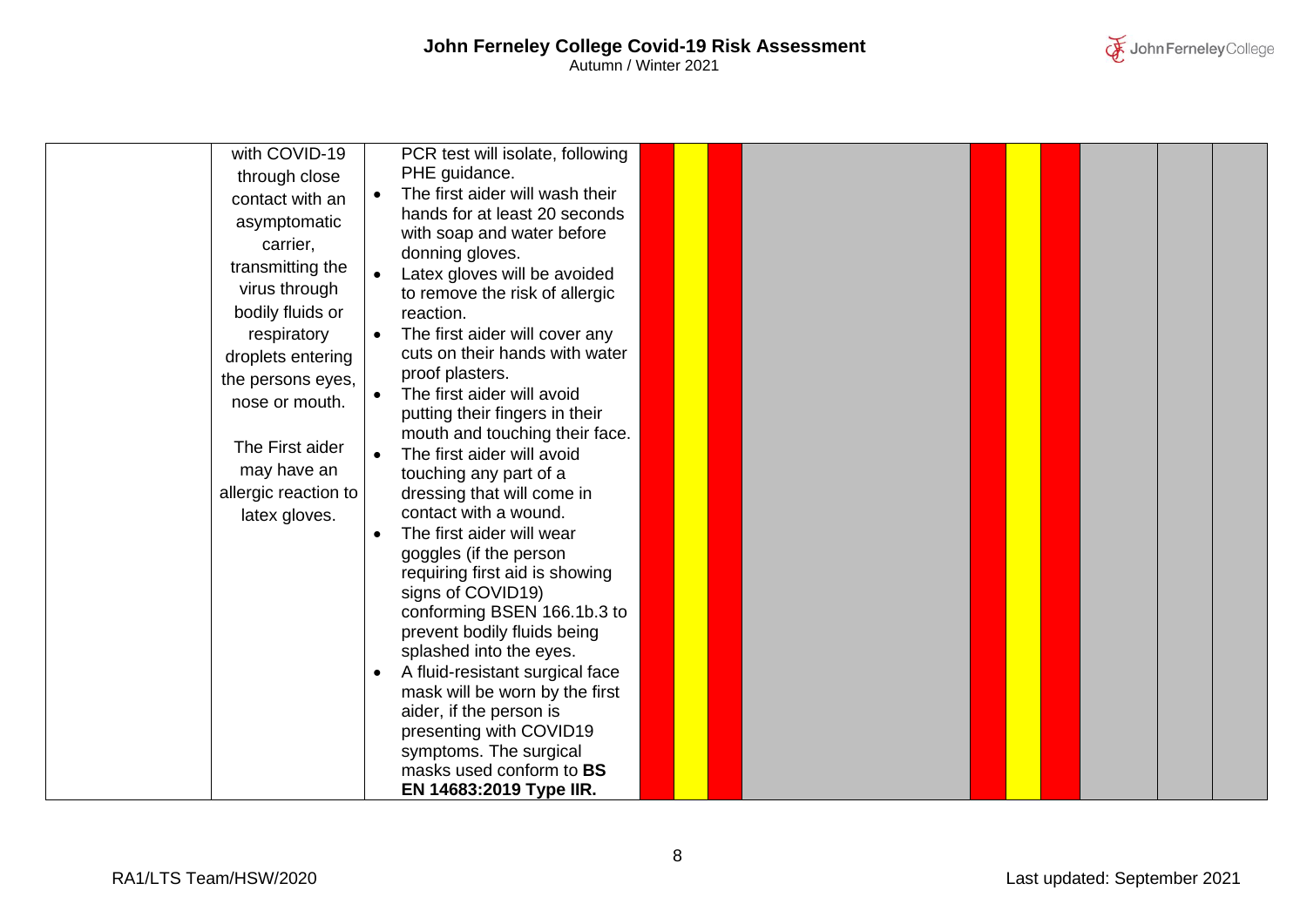| | | | | | | | | | | | | |
|---|---|---|---|---|---|---|---|---|---|---|---|---|
| | with COVID-19 through close contact with an asymptomatic carrier, transmitting the virus through bodily fluids or respiratory droplets entering the persons eyes, nose or mouth.<br><br>The First aider may have an allergic reaction to latex gloves. | PCR test will isolate, following PHE guidance.<br>• The first aider will wash their hands for at least 20 seconds with soap and water before donning gloves.<br>• Latex gloves will be avoided to remove the risk of allergic reaction.<br>• The first aider will cover any cuts on their hands with water proof plasters.<br>• The first aider will avoid putting their fingers in their mouth and touching their face.<br>• The first aider will avoid touching any part of a dressing that will come in contact with a wound.<br>• The first aider will wear goggles (if the person requiring first aid is showing signs of COVID19) conforming BSEN 166.1b.3 to prevent bodily fluids being splashed into the eyes.<br>• A fluid-resistant surgical face mask will be worn by the first aider, if the person is presenting with COVID19 symptoms. The surgical masks used conform to **BS EN 14683:2019 Type IIR.** | | | | | | | | | | |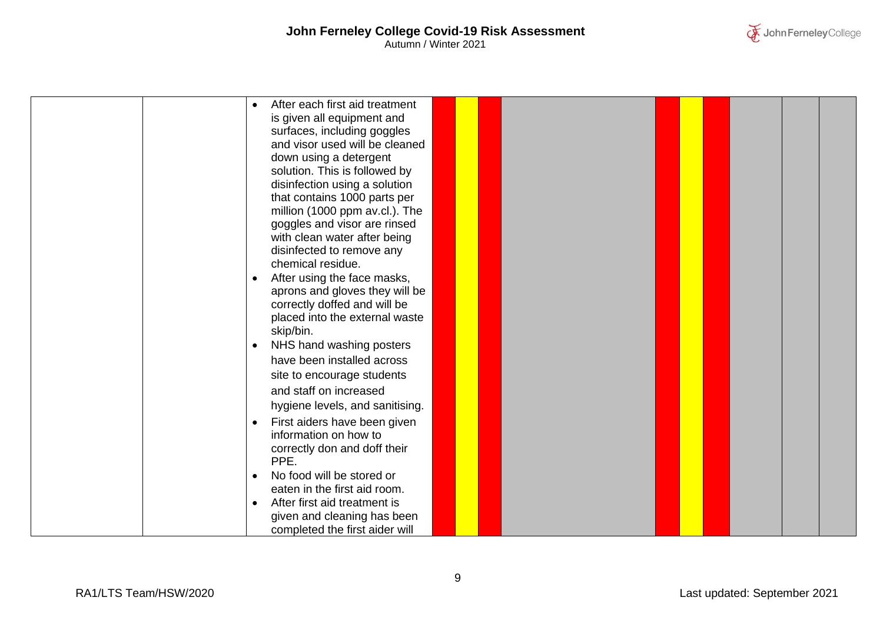| | | | | | | | | | | | |
|---|---|---|---|---|---|---|---|---|---|---|---|
| | | • After each first aid treatment is given all equipment and surfaces, including goggles and visor used will be cleaned down using a detergent solution. This is followed by disinfection using a solution that contains 1000 parts per million (1000 ppm av.cl.). The goggles and visor are rinsed with clean water after being disinfected to remove any chemical residue.<br>• After using the face masks, aprons and gloves they will be correctly doffed and will be placed into the external waste skip/bin.<br>• NHS hand washing posters have been installed across site to encourage students and staff on increased hygiene levels, and sanitising.<br>• First aiders have been given information on how to correctly don and doff their PPE.<br>• No food will be stored or eaten in the first aid room.<br>• After first aid treatment is given and cleaning has been completed the first aider will | | | | | | | | | | |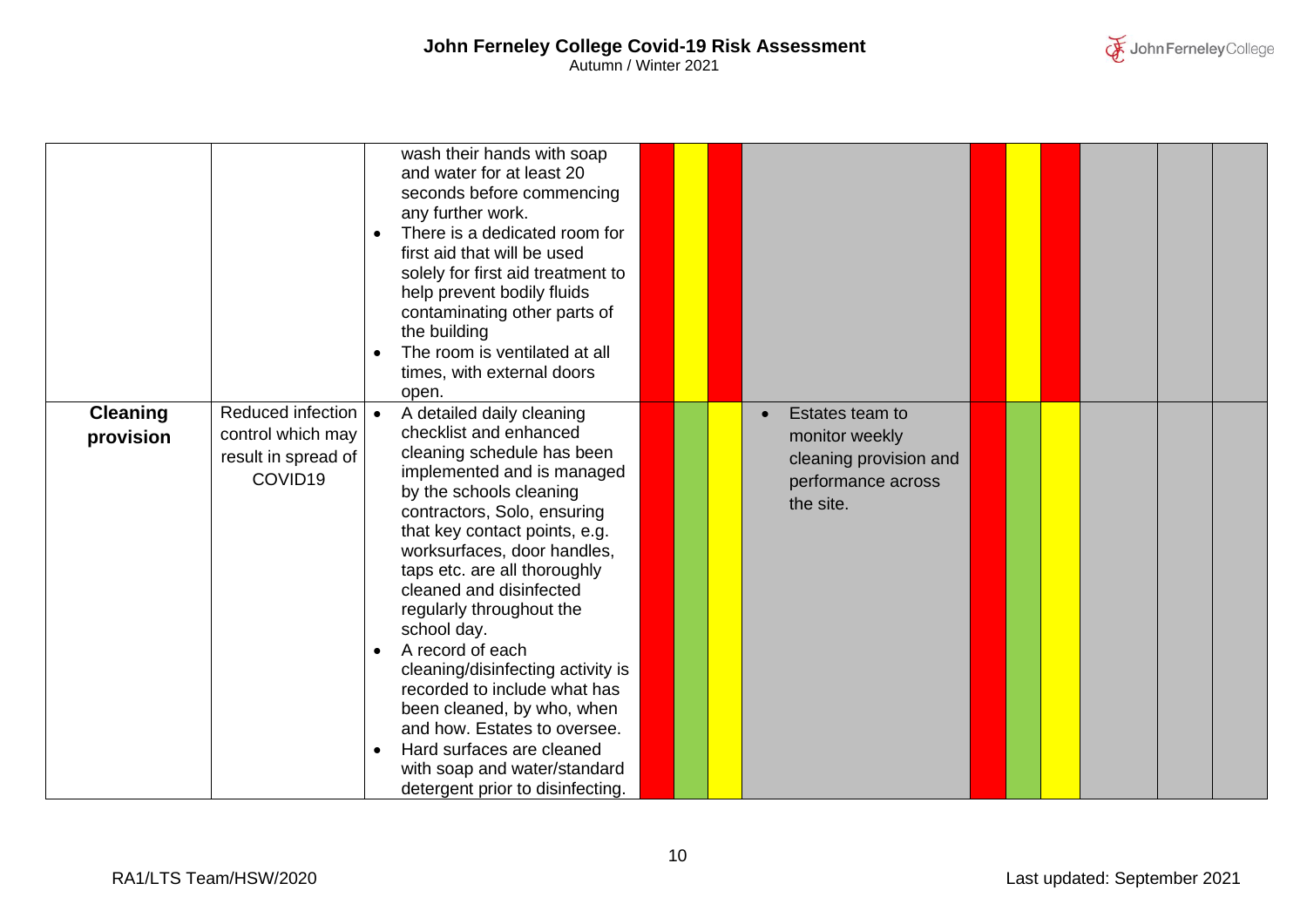| | | | | | | | | | | | | |
|---|---|---|---|---|---|---|---|---|---|---|---|---|
| | | wash their hands with soap and water for at least 20 seconds before commencing any further work.<br>• There is a dedicated room for first aid that will be used solely for first aid treatment to help prevent bodily fluids contaminating other parts of the building<br>• The room is ventilated at all times, with external doors open. | | | | | | | | | | |
| **Cleaning provision** | Reduced infection control which may result in spread of COVID19 | • A detailed daily cleaning checklist and enhanced cleaning schedule has been implemented and is managed by the schools cleaning contractors, Solo, ensuring that key contact points, e.g. worksurfaces, door handles, taps etc. are all thoroughly cleaned and disinfected regularly throughout the school day.<br>• A record of each cleaning/disinfecting activity is recorded to include what has been cleaned, by who, when and how. Estates to oversee.<br>• Hard surfaces are cleaned with soap and water/standard detergent prior to disinfecting. | | | | • Estates team to monitor weekly cleaning provision and performance across the site. | | | | | | |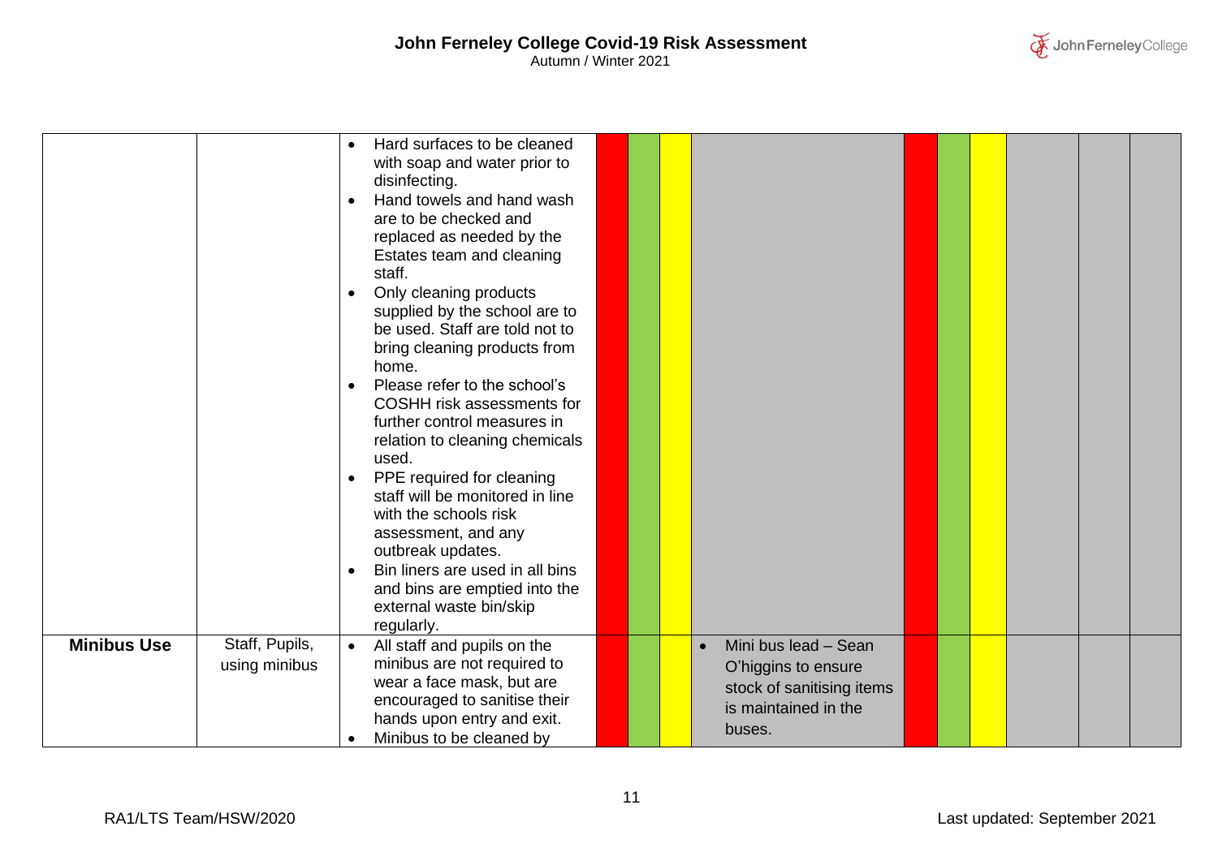| | | | | | | | | | | | | |
|---|---|---|---|---|---|---|---|---|---|---|---|---|
| | | • Hard surfaces to be cleaned with soap and water prior to disinfecting.<br>• Hand towels and hand wash are to be checked and replaced as needed by the Estates team and cleaning staff.<br>• Only cleaning products supplied by the school are to be used. Staff are told not to bring cleaning products from home.<br>• Please refer to the school's COSHH risk assessments for further control measures in relation to cleaning chemicals used.<br>• PPE required for cleaning staff will be monitored in line with the schools risk assessment, and any outbreak updates.<br>• Bin liners are used in all bins and bins are emptied into the external waste bin/skip regularly. | | | | | | | | | | |
| **Minibus Use** | Staff, Pupils, using minibus | • All staff and pupils on the minibus are not required to wear a face mask, but are encouraged to sanitise their hands upon entry and exit.<br>• Minibus to be cleaned by | | | | • Mini bus lead – Sean O'higgins to ensure stock of sanitising items is maintained in the buses. | | | | | | |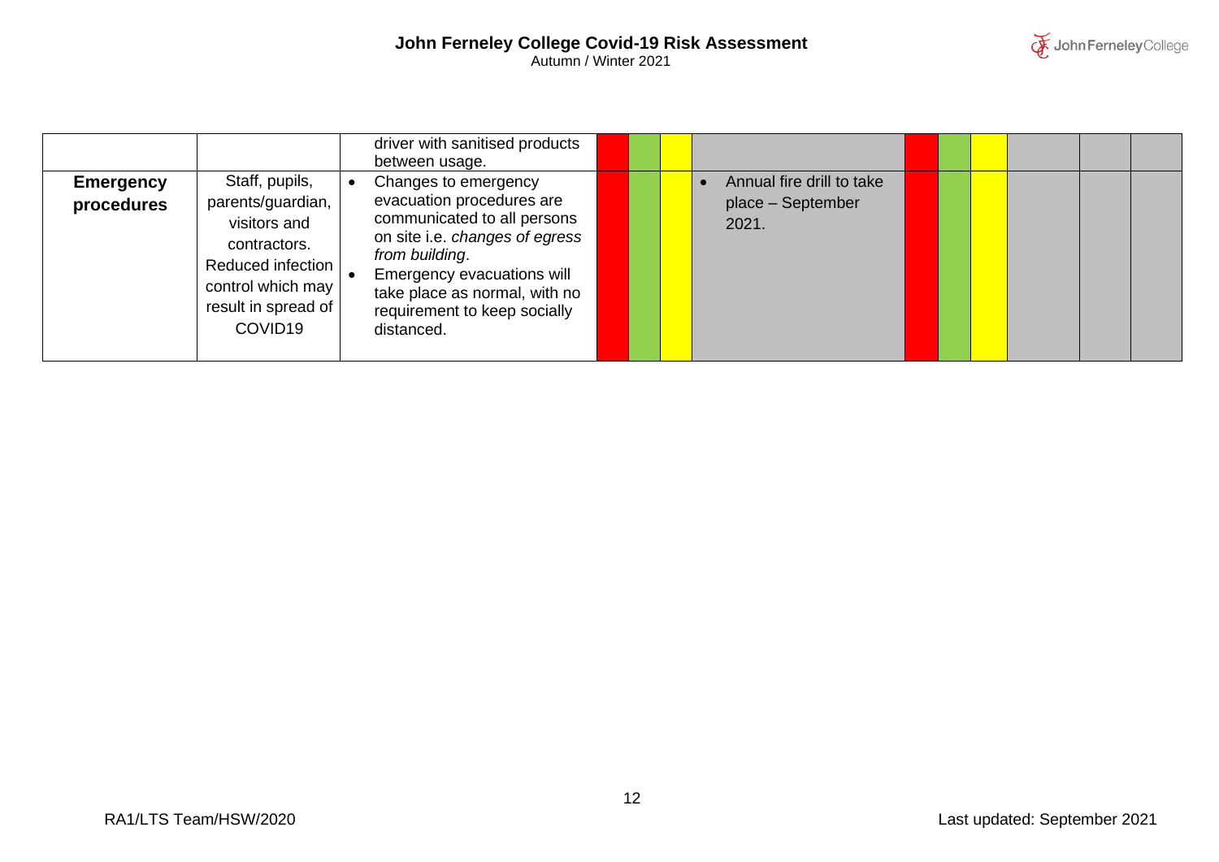| | | | | | | | | | | | | |
|---|---|---|---|---|---|---|---|---|---|---|---|---|
| | | driver with sanitised products between usage. | | | | | | | | | | |
| **Emergency procedures** | Staff, pupils, parents/guardian, visitors and contractors. Reduced infection control which may result in spread of COVID19 | • Changes to emergency evacuation procedures are communicated to all persons on site i.e. *changes of egress from building*.<br>• Emergency evacuations will take place as normal, with no requirement to keep socially distanced. | | | | • Annual fire drill to take place – September 2021. | | | | | | |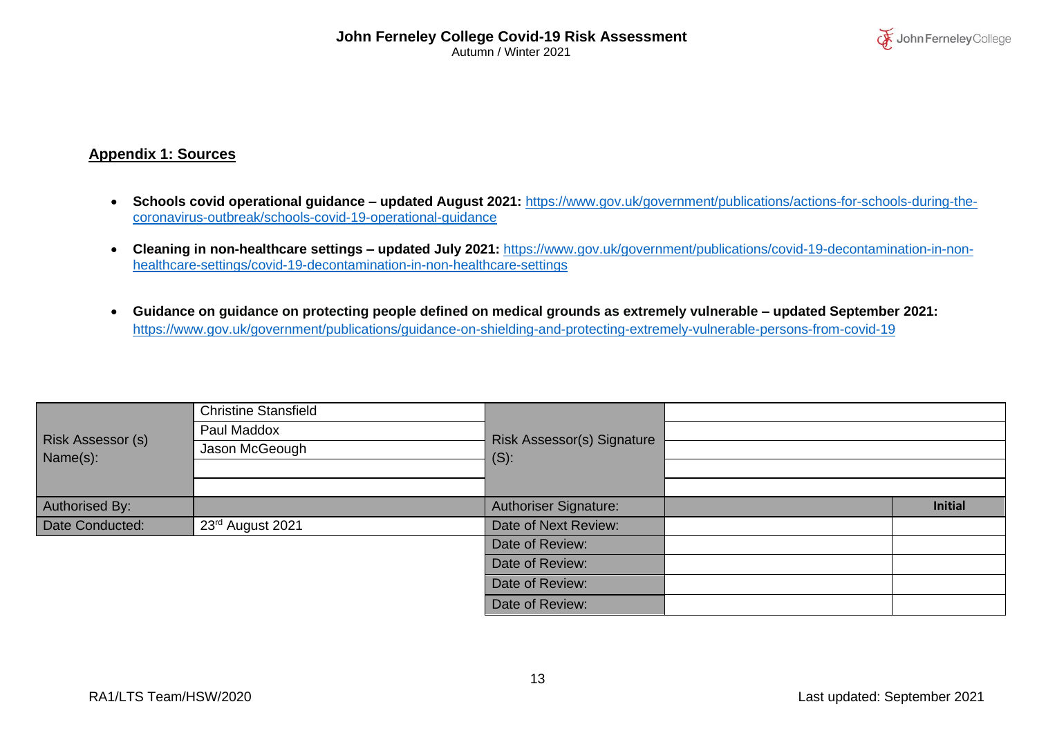## Appendix 1: Sources

- **Schools covid operational guidance – updated August 2021:** https://www.gov.uk/government/publications/actions-for-schools-during-the-coronavirus-outbreak/schools-covid-19-operational-guidance
- **Cleaning in non-healthcare settings – updated July 2021:** https://www.gov.uk/government/publications/covid-19-decontamination-in-non-healthcare-settings/covid-19-decontamination-in-non-healthcare-settings
- **Guidance on guidance on protecting people defined on medical grounds as extremely vulnerable – updated September 2021:** https://www.gov.uk/government/publications/guidance-on-shielding-and-protecting-extremely-vulnerable-persons-from-covid-19

| | | | | |
|---|---|---|---|---|
| Risk Assessor (s) Name(s): | Christine Stansfield | Risk Assessor(s) Signature (S): | | |
| | Paul Maddox | | | |
| | Jason McGeough | | | |
| | | | | |
| | | | | |
| Authorised By: | | Authoriser Signature: | | **Initial** |
| Date Conducted: | 23rd August 2021 | Date of Next Review: | | |
| | | Date of Review: | | |
| | | Date of Review: | | |
| | | Date of Review: | | |
| | | Date of Review: | | |